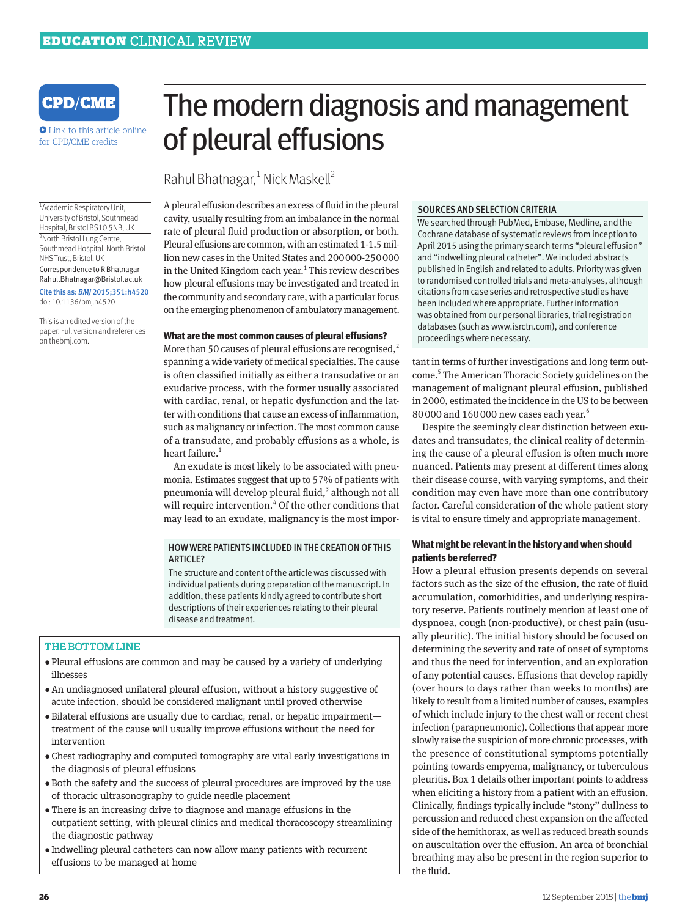CPD/CME

Link to this article online for CPD/CME credits

# The modern diagnosis and management of pleural effusions

Rahul Bhatnagar,[1] Nick Maskell[2]

[1]Academic Respiratory Unit, University of Bristol, Southmead Hospital, Bristol BS10 5NB, UK

[2]North Bristol Lung Centre, Southmead Hospital, North Bristol NHS Trust, Bristol, UK

Correspondence to R Bhatnagar Rahul.Bhatnagar@Bristol.ac.uk

Cite this as: *BMJ* 2015;351:h4520

doi: 10.1136/bmj.h4520

This is an edited version of the paper. Full version and references on thebmj.com.

A pleural effusion describes an excess of fluid in the pleural cavity, usually resulting from an imbalance in the normal rate of pleural fluid production or absorption, or both. Pleural effusions are common, with an estimated 1-1.5 million new cases in the United States and 200 000-250 000 in the United Kingdom each year.[1] This review describes how pleural effusions may be investigated and treated in the community and secondary care, with a particular focus on the emerging phenomenon of ambulatory management.

### SOURCES AND SELECTION CRITERIA

We searched through PubMed, Embase, Medline, and the Cochrane database of systematic reviews from inception to April 2015 using the primary search terms "pleural effusion" and "indwelling pleural catheter". We included abstracts published in English and related to adults. Priority was given to randomised controlled trials and meta-analyses, although citations from case series and retrospective studies have been included where appropriate. Further information was obtained from our personal libraries, trial registration databases (such as www.isrctn.com), and conference proceedings where necessary.

### What are the most common causes of pleural effusions?

More than 50 causes of pleural effusions are recognised,[2] spanning a wide variety of medical specialties. The cause is often classified initially as either a transudative or an exudative process, with the former usually associated with cardiac, renal, or hepatic dysfunction and the latter with conditions that cause an excess of inflammation, such as malignancy or infection. The most common cause of a transudate, and probably effusions as a whole, is heart failure.[1]

An exudate is most likely to be associated with pneumonia. Estimates suggest that up to 57% of patients with pneumonia will develop pleural fluid,[3] although not all will require intervention.[4] Of the other conditions that may lead to an exudate, malignancy is the most important in terms of further investigations and long term outcome.[5] The American Thoracic Society guidelines on the management of malignant pleural effusion, published in 2000, estimated the incidence in the US to be between 80 000 and 160 000 new cases each year.[6]

Despite the seemingly clear distinction between exudates and transudates, the clinical reality of determining the cause of a pleural effusion is often much more nuanced. Patients may present at different times along their disease course, with varying symptoms, and their condition may even have more than one contributory factor. Careful consideration of the whole patient story is vital to ensure timely and appropriate management.

### HOW WERE PATIENTS INCLUDED IN THE CREATION OF THIS ARTICLE?

The structure and content of the article was discussed with individual patients during preparation of the manuscript. In addition, these patients kindly agreed to contribute short descriptions of their experiences relating to their pleural disease and treatment.

### THE BOTTOM LINE

- Pleural effusions are common and may be caused by a variety of underlying illnesses
- An undiagnosed unilateral pleural effusion, without a history suggestive of acute infection, should be considered malignant until proved otherwise
- Bilateral effusions are usually due to cardiac, renal, or hepatic impairment—treatment of the cause will usually improve effusions without the need for intervention
- Chest radiography and computed tomography are vital early investigations in the diagnosis of pleural effusions
- Both the safety and the success of pleural procedures are improved by the use of thoracic ultrasonography to guide needle placement
- There is an increasing drive to diagnose and manage effusions in the outpatient setting, with pleural clinics and medical thoracoscopy streamlining the diagnostic pathway
- Indwelling pleural catheters can now allow many patients with recurrent effusions to be managed at home

### What might be relevant in the history and when should patients be referred?

How a pleural effusion presents depends on several factors such as the size of the effusion, the rate of fluid accumulation, comorbidities, and underlying respiratory reserve. Patients routinely mention at least one of dyspnoea, cough (non-productive), or chest pain (usually pleuritic). The initial history should be focused on determining the severity and rate of onset of symptoms and thus the need for intervention, and an exploration of any potential causes. Effusions that develop rapidly (over hours to days rather than weeks to months) are likely to result from a limited number of causes, examples of which include injury to the chest wall or recent chest infection (parapneumonic). Collections that appear more slowly raise the suspicion of more chronic processes, with the presence of constitutional symptoms potentially pointing towards empyema, malignancy, or tuberculous pleuritis. Box 1 details other important points to address when eliciting a history from a patient with an effusion. Clinically, findings typically include "stony" dullness to percussion and reduced chest expansion on the affected side of the hemithorax, as well as reduced breath sounds on auscultation over the effusion. An area of bronchial breathing may also be present in the region superior to the fluid.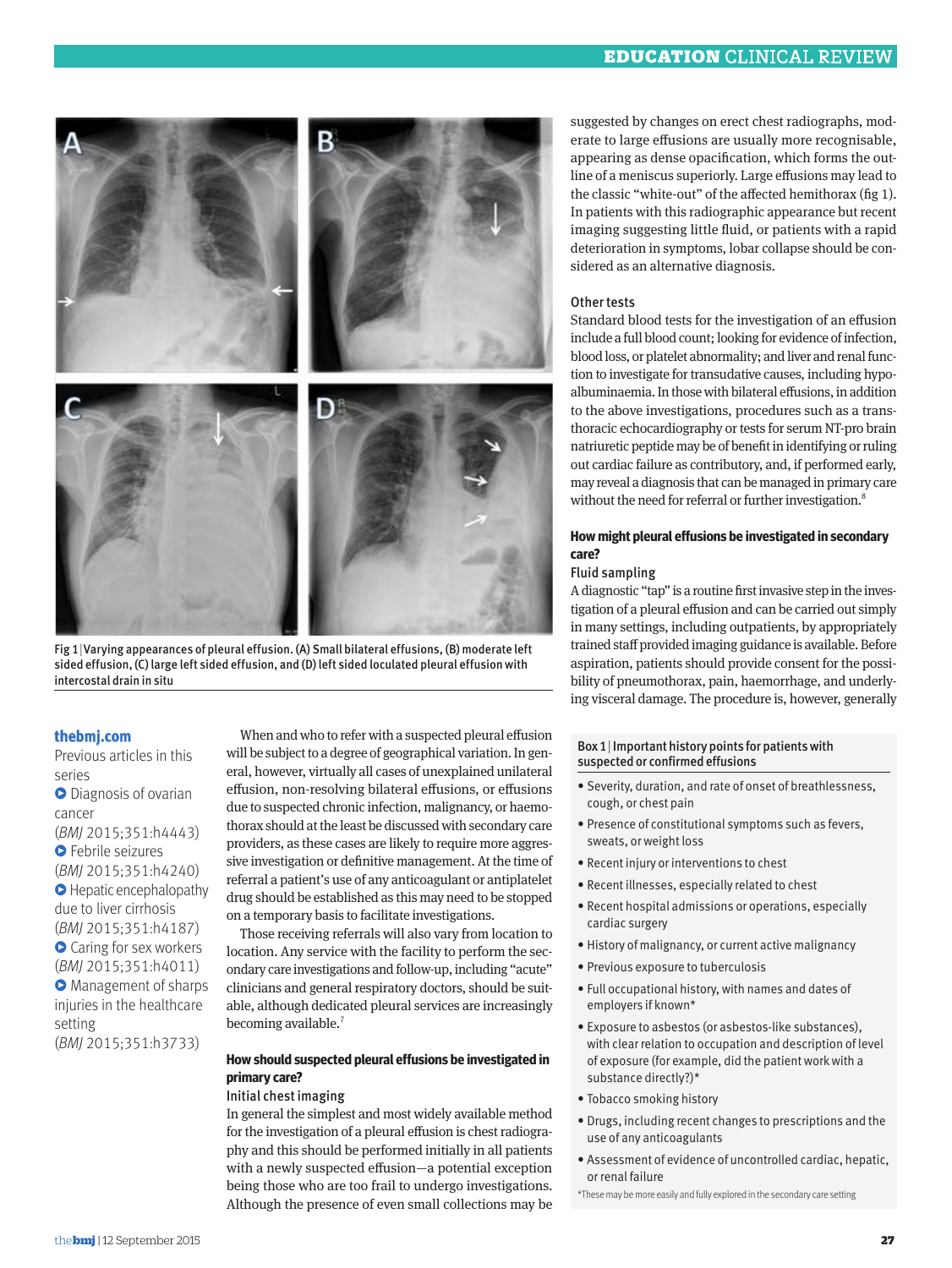Fig 1 | Varying appearances of pleural effusion. (A) Small bilateral effusions, (B) moderate left sided effusion, (C) large left sided effusion, and (D) left sided loculated pleural effusion with intercostal drain in situ

**thebmj.com**

Previous articles in this series

- Diagnosis of ovarian cancer (*BMJ* 2015;351:h4443)
- Febrile seizures (*BMJ* 2015;351:h4240)
- Hepatic encephalopathy due to liver cirrhosis (*BMJ* 2015;351:h4187)
- Caring for sex workers (*BMJ* 2015;351:h4011)
- Management of sharps injuries in the healthcare setting (*BMJ* 2015;351:h3733)

When and who to refer with a suspected pleural effusion will be subject to a degree of geographical variation. In general, however, virtually all cases of unexplained unilateral effusion, non-resolving bilateral effusions, or effusions due to suspected chronic infection, malignancy, or haemothorax should at the least be discussed with secondary care providers, as these cases are likely to require more aggressive investigation or definitive management. At the time of referral a patient's use of any anticoagulant or antiplatelet drug should be established as this may need to be stopped on a temporary basis to facilitate investigations.

Those receiving referrals will also vary from location to location. Any service with the facility to perform the secondary care investigations and follow-up, including "acute" clinicians and general respiratory doctors, should be suitable, although dedicated pleural services are increasingly becoming available.[7]

### How should suspected pleural effusions be investigated in primary care?

#### Initial chest imaging

In general the simplest and most widely available method for the investigation of a pleural effusion is chest radiography and this should be performed initially in all patients with a newly suspected effusion—a potential exception being those who are too frail to undergo investigations. Although the presence of even small collections may be suggested by changes on erect chest radiographs, moderate to large effusions are usually more recognisable, appearing as dense opacification, which forms the outline of a meniscus superiorly. Large effusions may lead to the classic "white-out" of the affected hemithorax (fig 1). In patients with this radiographic appearance but recent imaging suggesting little fluid, or patients with a rapid deterioration in symptoms, lobar collapse should be considered as an alternative diagnosis.

#### Other tests

Standard blood tests for the investigation of an effusion include a full blood count; looking for evidence of infection, blood loss, or platelet abnormality; and liver and renal function to investigate for transudative causes, including hypoalbuminaemia. In those with bilateral effusions, in addition to the above investigations, procedures such as a transthoracic echocardiography or tests for serum NT-pro brain natriuretic peptide may be of benefit in identifying or ruling out cardiac failure as contributory, and, if performed early, may reveal a diagnosis that can be managed in primary care without the need for referral or further investigation.[8]

### How might pleural effusions be investigated in secondary care?

#### Fluid sampling

A diagnostic "tap" is a routine first invasive step in the investigation of a pleural effusion and can be carried out simply in many settings, including outpatients, by appropriately trained staff provided imaging guidance is available. Before aspiration, patients should provide consent for the possibility of pneumothorax, pain, haemorrhage, and underlying visceral damage. The procedure is, however, generally

**Box 1 | Important history points for patients with suspected or confirmed effusions**

- Severity, duration, and rate of onset of breathlessness, cough, or chest pain
- Presence of constitutional symptoms such as fevers, sweats, or weight loss
- Recent injury or interventions to chest
- Recent illnesses, especially related to chest
- Recent hospital admissions or operations, especially cardiac surgery
- History of malignancy, or current active malignancy
- Previous exposure to tuberculosis
- Full occupational history, with names and dates of employers if known*
- Exposure to asbestos (or asbestos-like substances), with clear relation to occupation and description of level of exposure (for example, did the patient work with a substance directly?)*
- Tobacco smoking history
- Drugs, including recent changes to prescriptions and the use of any anticoagulants
- Assessment of evidence of uncontrolled cardiac, hepatic, or renal failure

*These may be more easily and fully explored in the secondary care setting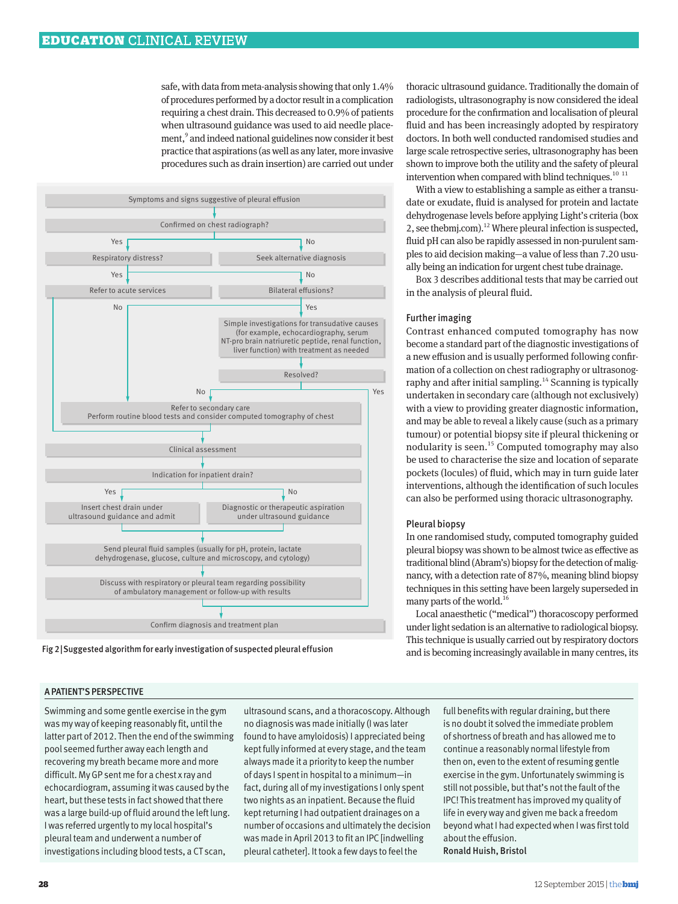safe, with data from meta-analysis showing that only 1.4% of procedures performed by a doctor result in a complication requiring a chest drain. This decreased to 0.9% of patients when ultrasound guidance was used to aid needle placement,[9] and indeed national guidelines now consider it best practice that aspirations (as well as any later, more invasive procedures such as drain insertion) are carried out under thoracic ultrasound guidance. Traditionally the domain of radiologists, ultrasonography is now considered the ideal procedure for the confirmation and localisation of pleural fluid and has been increasingly adopted by respiratory doctors. In both well conducted randomised studies and large scale retrospective series, ultrasonography has been shown to improve both the utility and the safety of pleural intervention when compared with blind techniques.[10 11]

With a view to establishing a sample as either a transudate or exudate, fluid is analysed for protein and lactate dehydrogenase levels before applying Light's criteria (box 2, see thebmj.com).[12] Where pleural infection is suspected, fluid pH can also be rapidly assessed in non-purulent samples to aid decision making—a value of less than 7.20 usually being an indication for urgent chest tube drainage.

Box 3 describes additional tests that may be carried out in the analysis of pleural fluid.

### Further imaging

Contrast enhanced computed tomography has now become a standard part of the diagnostic investigations of a new effusion and is usually performed following confirmation of a collection on chest radiography or ultrasonography and after initial sampling.[14] Scanning is typically undertaken in secondary care (although not exclusively) with a view to providing greater diagnostic information, and may be able to reveal a likely cause (such as a primary tumour) or potential biopsy site if pleural thickening or nodularity is seen.[15] Computed tomography may also be used to characterise the size and location of separate pockets (locules) of fluid, which may in turn guide later interventions, although the identification of such locules can also be performed using thoracic ultrasonography.

### Pleural biopsy

In one randomised study, computed tomography guided pleural biopsy was shown to be almost twice as effective as traditional blind (Abram's) biopsy for the detection of malignancy, with a detection rate of 87%, meaning blind biopsy techniques in this setting have been largely superseded in many parts of the world.[16]

Local anaesthetic ("medical") thoracoscopy performed under light sedation is an alternative to radiological biopsy. This technique is usually carried out by respiratory doctors and is becoming increasingly available in many centres, its

- Symptoms and signs suggestive of pleural effusion
- Confirmed on chest radiograph?
  - No → Seek alternative diagnosis
  - Yes → Respiratory distress?
    - Yes → Refer to acute services
    - No → Bilateral effusions?
      - No → Refer to secondary care
      - Yes → Simple investigations for transudative causes (for example, echocardiography, serum NT-pro brain natriuretic peptide, renal function, liver function) with treatment as needed → Resolved?
        - No → Refer to secondary care
        - Yes → Confirm diagnosis and treatment plan
- Refer to secondary care: Perform routine blood tests and consider computed tomography of chest
- Clinical assessment
- Indication for inpatient drain?
  - Yes → Insert chest drain under ultrasound guidance and admit
  - No → Diagnostic or therapeutic aspiration under ultrasound guidance
- Send pleural fluid samples (usually for pH, protein, lactate dehydrogenase, glucose, culture and microscopy, and cytology)
- Discuss with respiratory or pleural team regarding possibility of ambulatory management or follow-up with results
- Confirm diagnosis and treatment plan

Fig 2 | Suggested algorithm for early investigation of suspected pleural effusion

### A PATIENT'S PERSPECTIVE

Swimming and some gentle exercise in the gym was my way of keeping reasonably fit, until the latter part of 2012. Then the end of the swimming pool seemed further away each length and recovering my breath became more and more difficult. My GP sent me for a chest x ray and echocardiogram, assuming it was caused by the heart, but these tests in fact showed that there was a large build-up of fluid around the left lung. I was referred urgently to my local hospital's pleural team and underwent a number of investigations including blood tests, a CT scan, ultrasound scans, and a thoracoscopy. Although no diagnosis was made initially (I was later found to have amyloidosis) I appreciated being kept fully informed at every stage, and the team always made it a priority to keep the number of days I spent in hospital to a minimum—in fact, during all of my investigations I only spent two nights as an inpatient. Because the fluid kept returning I had outpatient drainages on a number of occasions and ultimately the decision was made in April 2013 to fit an IPC [indwelling pleural catheter]. It took a few days to feel the full benefits with regular draining, but there is no doubt it solved the immediate problem of shortness of breath and has allowed me to continue a reasonably normal lifestyle from then on, even to the extent of resuming gentle exercise in the gym. Unfortunately swimming is still not possible, but that's not the fault of the IPC! This treatment has improved my quality of life in every way and given me back a freedom beyond what I had expected when I was first told about the effusion.

**Ronald Huish, Bristol**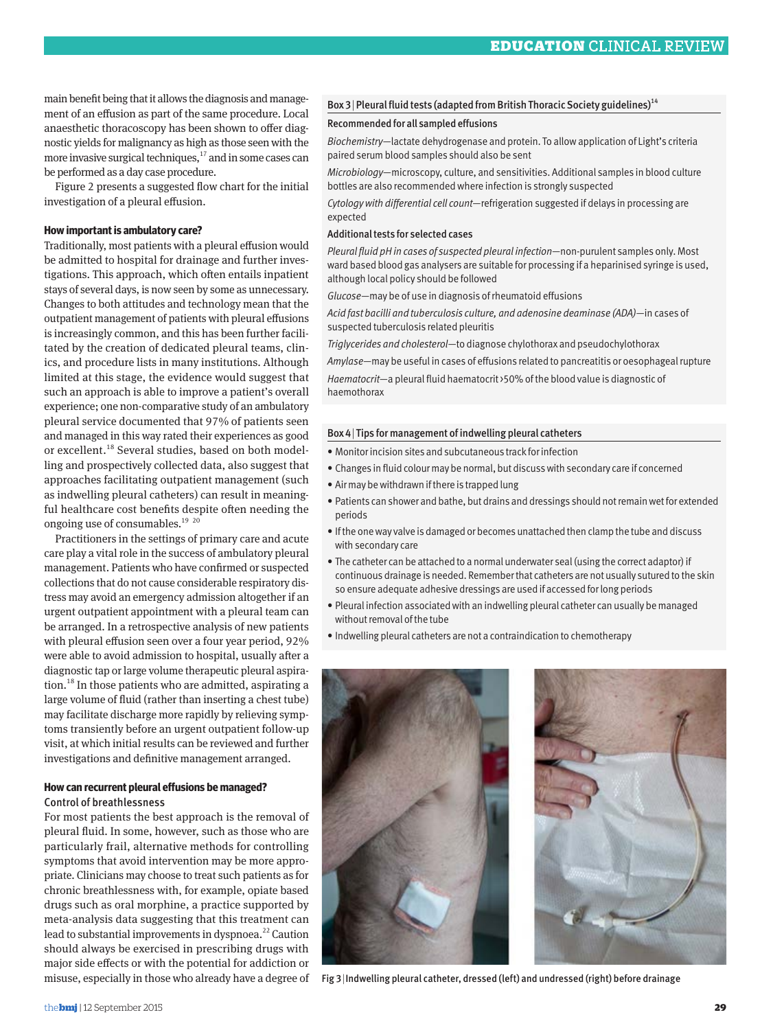main benefit being that it allows the diagnosis and management of an effusion as part of the same procedure. Local anaesthetic thoracoscopy has been shown to offer diagnostic yields for malignancy as high as those seen with the more invasive surgical techniques,[17] and in some cases can be performed as a day case procedure.

Figure 2 presents a suggested flow chart for the initial investigation of a pleural effusion.

### How important is ambulatory care?

Traditionally, most patients with a pleural effusion would be admitted to hospital for drainage and further investigations. This approach, which often entails inpatient stays of several days, is now seen by some as unnecessary. Changes to both attitudes and technology mean that the outpatient management of patients with pleural effusions is increasingly common, and this has been further facilitated by the creation of dedicated pleural teams, clinics, and procedure lists in many institutions. Although limited at this stage, the evidence would suggest that such an approach is able to improve a patient's overall experience; one non-comparative study of an ambulatory pleural service documented that 97% of patients seen and managed in this way rated their experiences as good or excellent.[18] Several studies, based on both modelling and prospectively collected data, also suggest that approaches facilitating outpatient management (such as indwelling pleural catheters) can result in meaningful healthcare cost benefits despite often needing the ongoing use of consumables.[19 20]

Practitioners in the settings of primary care and acute care play a vital role in the success of ambulatory pleural management. Patients who have confirmed or suspected collections that do not cause considerable respiratory distress may avoid an emergency admission altogether if an urgent outpatient appointment with a pleural team can be arranged. In a retrospective analysis of new patients with pleural effusion seen over a four year period, 92% were able to avoid admission to hospital, usually after a diagnostic tap or large volume therapeutic pleural aspiration.[18] In those patients who are admitted, aspirating a large volume of fluid (rather than inserting a chest tube) may facilitate discharge more rapidly by relieving symptoms transiently before an urgent outpatient follow-up visit, at which initial results can be reviewed and further investigations and definitive management arranged.

### How can recurrent pleural effusions be managed?

#### Control of breathlessness

For most patients the best approach is the removal of pleural fluid. In some, however, such as those who are particularly frail, alternative methods for controlling symptoms that avoid intervention may be more appropriate. Clinicians may choose to treat such patients as for chronic breathlessness with, for example, opiate based drugs such as oral morphine, a practice supported by meta-analysis data suggesting that this treatment can lead to substantial improvements in dyspnoea.[22] Caution should always be exercised in prescribing drugs with major side effects or with the potential for addiction or misuse, especially in those who already have a degree of

**Box 3 | Pleural fluid tests (adapted from British Thoracic Society guidelines)[14]**

**Recommended for all sampled effusions**

*Biochemistry*—lactate dehydrogenase and protein. To allow application of Light's criteria paired serum blood samples should also be sent

*Microbiology*—microscopy, culture, and sensitivities. Additional samples in blood culture bottles are also recommended where infection is strongly suspected

*Cytology with differential cell count*—refrigeration suggested if delays in processing are expected

**Additional tests for selected cases**

*Pleural fluid pH in cases of suspected pleural infection*—non-purulent samples only. Most ward based blood gas analysers are suitable for processing if a heparinised syringe is used, although local policy should be followed

*Glucose*—may be of use in diagnosis of rheumatoid effusions

*Acid fast bacilli and tuberculosis culture, and adenosine deaminase (ADA)*—in cases of suspected tuberculosis related pleuritis

*Triglycerides and cholesterol*—to diagnose chylothorax and pseudochylothorax

*Amylase*—may be useful in cases of effusions related to pancreatitis or oesophageal rupture

*Haematocrit*—a pleural fluid haematocrit >50% of the blood value is diagnostic of haemothorax

**Box 4 | Tips for management of indwelling pleural catheters**

- Monitor incision sites and subcutaneous track for infection
- Changes in fluid colour may be normal, but discuss with secondary care if concerned
- Air may be withdrawn if there is trapped lung
- Patients can shower and bathe, but drains and dressings should not remain wet for extended periods
- If the one way valve is damaged or becomes unattached then clamp the tube and discuss with secondary care
- The catheter can be attached to a normal underwater seal (using the correct adaptor) if continuous drainage is needed. Remember that catheters are not usually sutured to the skin so ensure adequate adhesive dressings are used if accessed for long periods
- Pleural infection associated with an indwelling pleural catheter can usually be managed without removal of the tube
- Indwelling pleural catheters are not a contraindication to chemotherapy

Fig 3 | Indwelling pleural catheter, dressed (left) and undressed (right) before drainage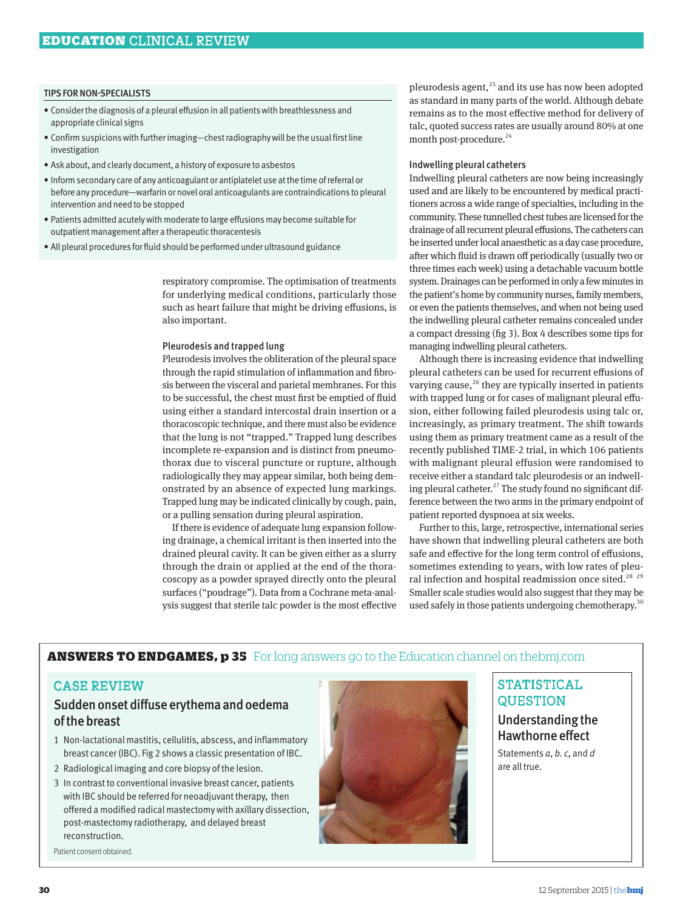### TIPS FOR NON-SPECIALISTS

- Consider the diagnosis of a pleural effusion in all patients with breathlessness and appropriate clinical signs
- Confirm suspicions with further imaging—chest radiography will be the usual first line investigation
- Ask about, and clearly document, a history of exposure to asbestos
- Inform secondary care of any anticoagulant or antiplatelet use at the time of referral or before any procedure—warfarin or novel oral anticoagulants are contraindications to pleural intervention and need to be stopped
- Patients admitted acutely with moderate to large effusions may become suitable for outpatient management after a therapeutic thoracentesis
- All pleural procedures for fluid should be performed under ultrasound guidance

respiratory compromise. The optimisation of treatments for underlying medical conditions, particularly those such as heart failure that might be driving effusions, is also important.

#### Pleurodesis and trapped lung

Pleurodesis involves the obliteration of the pleural space through the rapid stimulation of inflammation and fibrosis between the visceral and parietal membranes. For this to be successful, the chest must first be emptied of fluid using either a standard intercostal drain insertion or a thoracoscopic technique, and there must also be evidence that the lung is not "trapped." Trapped lung describes incomplete re-expansion and is distinct from pneumothorax due to visceral puncture or rupture, although radiologically they may appear similar, both being demonstrated by an absence of expected lung markings. Trapped lung may be indicated clinically by cough, pain, or a pulling sensation during pleural aspiration.

If there is evidence of adequate lung expansion following drainage, a chemical irritant is then inserted into the drained pleural cavity. It can be given either as a slurry through the drain or applied at the end of the thoracoscopy as a powder sprayed directly onto the pleural surfaces ("poudrage"). Data from a Cochrane meta-analysis suggest that sterile talc powder is the most effective pleurodesis agent,[25] and its use has now been adopted as standard in many parts of the world. Although debate remains as to the most effective method for delivery of talc, quoted success rates are usually around 80% at one month post-procedure.[24]

#### Indwelling pleural catheters

Indwelling pleural catheters are now being increasingly used and are likely to be encountered by medical practitioners across a wide range of specialties, including in the community. These tunnelled chest tubes are licensed for the drainage of all recurrent pleural effusions. The catheters can be inserted under local anaesthetic as a day case procedure, after which fluid is drawn off periodically (usually two or three times each week) using a detachable vacuum bottle system. Drainages can be performed in only a few minutes in the patient's home by community nurses, family members, or even the patients themselves, and when not being used the indwelling pleural catheter remains concealed under a compact dressing (fig 3). Box 4 describes some tips for managing indwelling pleural catheters.

Although there is increasing evidence that indwelling pleural catheters can be used for recurrent effusions of varying cause,[26] they are typically inserted in patients with trapped lung or for cases of malignant pleural effusion, either following failed pleurodesis using talc or, increasingly, as primary treatment. The shift towards using them as primary treatment came as a result of the recently published TIME-2 trial, in which 106 patients with malignant pleural effusion were randomised to receive either a standard talc pleurodesis or an indwelling pleural catheter.[27] The study found no significant difference between the two arms in the primary endpoint of patient reported dyspnoea at six weeks.

Further to this, large, retrospective, international series have shown that indwelling pleural catheters are both safe and effective for the long term control of effusions, sometimes extending to years, with low rates of pleural infection and hospital readmission once sited.[28] [29] Smaller scale studies would also suggest that they may be used safely in those patients undergoing chemotherapy.[30]

## ANSWERS TO ENDGAMES, p 35 For long answers go to the Education channel on thebmj.com

### CASE REVIEW

#### Sudden onset diffuse erythema and oedema of the breast

1. Non-lactational mastitis, cellulitis, abscess, and inflammatory breast cancer (IBC). Fig 2 shows a classic presentation of IBC.
2. Radiological imaging and core biopsy of the lesion.
3. In contrast to conventional invasive breast cancer, patients with IBC should be referred for neoadjuvant therapy, then offered a modified radical mastectomy with axillary dissection, post-mastectomy radiotherapy, and delayed breast reconstruction.

Patient consent obtained.

### STATISTICAL QUESTION

#### Understanding the Hawthorne effect

Statements *a*, *b*. *c*, and *d* are all true.